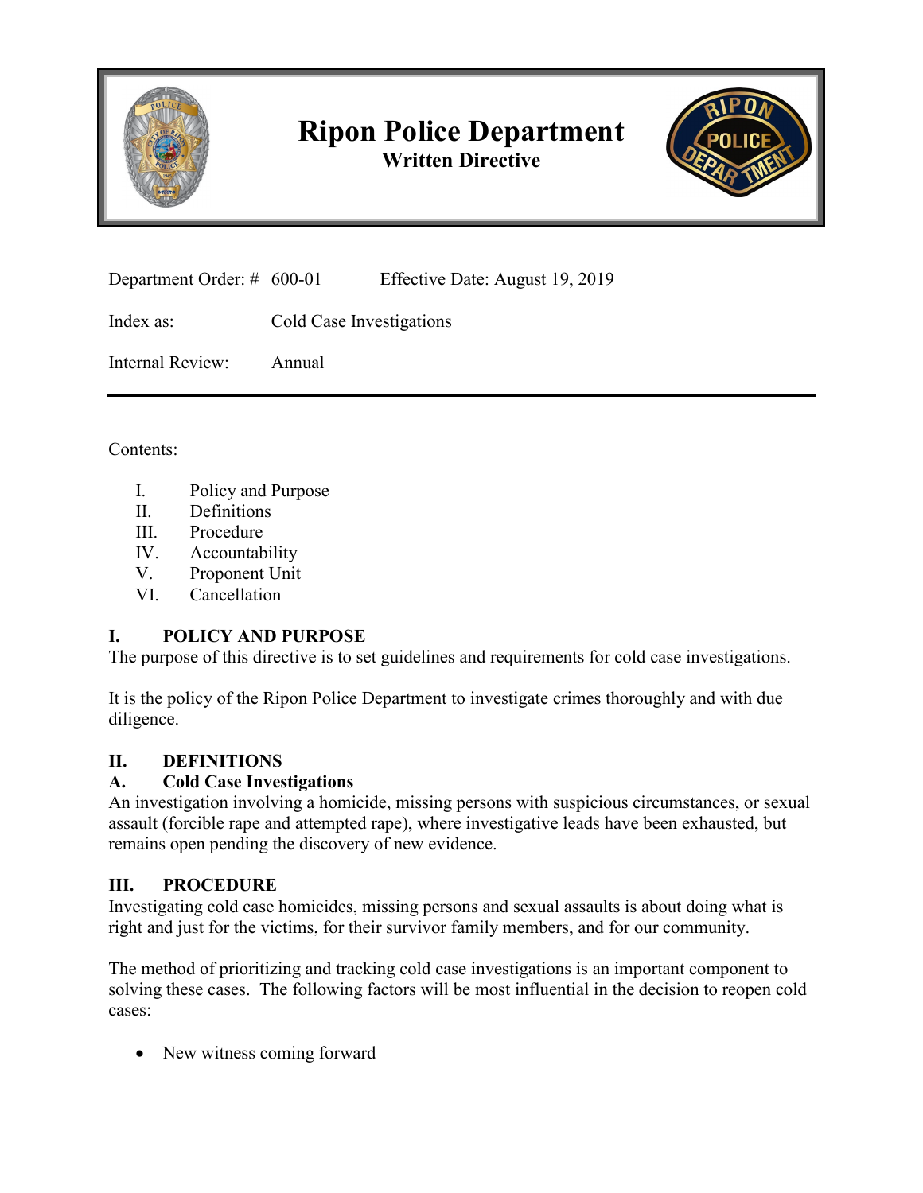# Ripon Police Department

**Written Directive**

| | | |
|---|---|---|
| Department Order: # | 600-01 | Effective Date: August 19, 2019 |
| Index as: | Cold Case Investigations | |
| Internal Review: | Annual | |

---

Contents:

- I. Policy and Purpose
- II. Definitions
- III. Procedure
- IV. Accountability
- V. Proponent Unit
- VI. Cancellation

## I. POLICY AND PURPOSE

The purpose of this directive is to set guidelines and requirements for cold case investigations.

It is the policy of the Ripon Police Department to investigate crimes thoroughly and with due diligence.

## II. DEFINITIONS

### A. Cold Case Investigations

An investigation involving a homicide, missing persons with suspicious circumstances, or sexual assault (forcible rape and attempted rape), where investigative leads have been exhausted, but remains open pending the discovery of new evidence.

## III. PROCEDURE

Investigating cold case homicides, missing persons and sexual assaults is about doing what is right and just for the victims, for their survivor family members, and for our community.

The method of prioritizing and tracking cold case investigations is an important component to solving these cases. The following factors will be most influential in the decision to reopen cold cases:

- New witness coming forward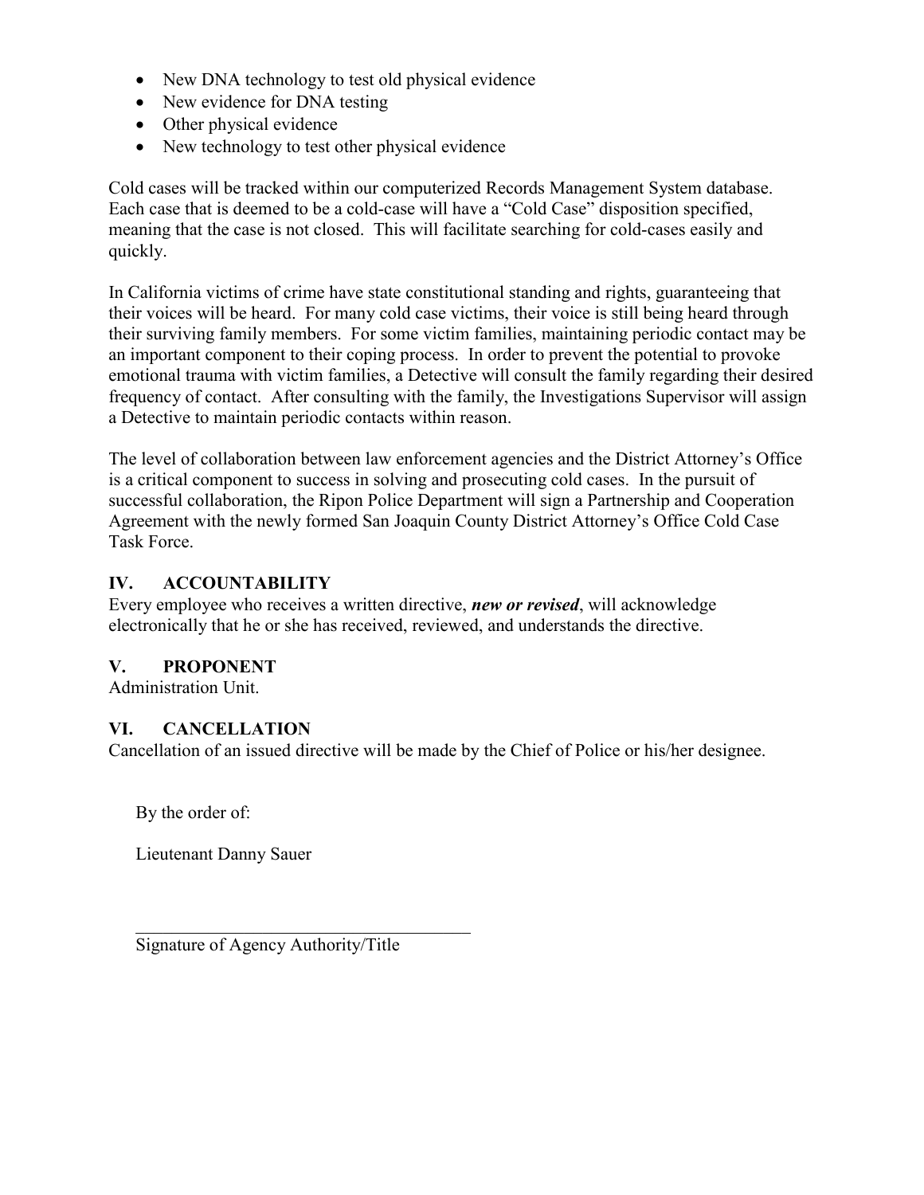- New DNA technology to test old physical evidence
- New evidence for DNA testing
- Other physical evidence
- New technology to test other physical evidence

Cold cases will be tracked within our computerized Records Management System database. Each case that is deemed to be a cold-case will have a "Cold Case" disposition specified, meaning that the case is not closed. This will facilitate searching for cold-cases easily and quickly.

In California victims of crime have state constitutional standing and rights, guaranteeing that their voices will be heard. For many cold case victims, their voice is still being heard through their surviving family members. For some victim families, maintaining periodic contact may be an important component to their coping process. In order to prevent the potential to provoke emotional trauma with victim families, a Detective will consult the family regarding their desired frequency of contact. After consulting with the family, the Investigations Supervisor will assign a Detective to maintain periodic contacts within reason.

The level of collaboration between law enforcement agencies and the District Attorney's Office is a critical component to success in solving and prosecuting cold cases. In the pursuit of successful collaboration, the Ripon Police Department will sign a Partnership and Cooperation Agreement with the newly formed San Joaquin County District Attorney's Office Cold Case Task Force.

## IV. ACCOUNTABILITY

Every employee who receives a written directive, ***new or revised***, will acknowledge electronically that he or she has received, reviewed, and understands the directive.

## V. PROPONENT

Administration Unit.

## VI. CANCELLATION

Cancellation of an issued directive will be made by the Chief of Police or his/her designee.

By the order of:

Lieutenant Danny Sauer

\_\_\_\_\_\_\_\_\_\_\_\_\_\_\_\_\_\_\_\_\_\_\_\_\_\_\_\_\_\_\_\_\_\_\_\_\_\_

Signature of Agency Authority/Title